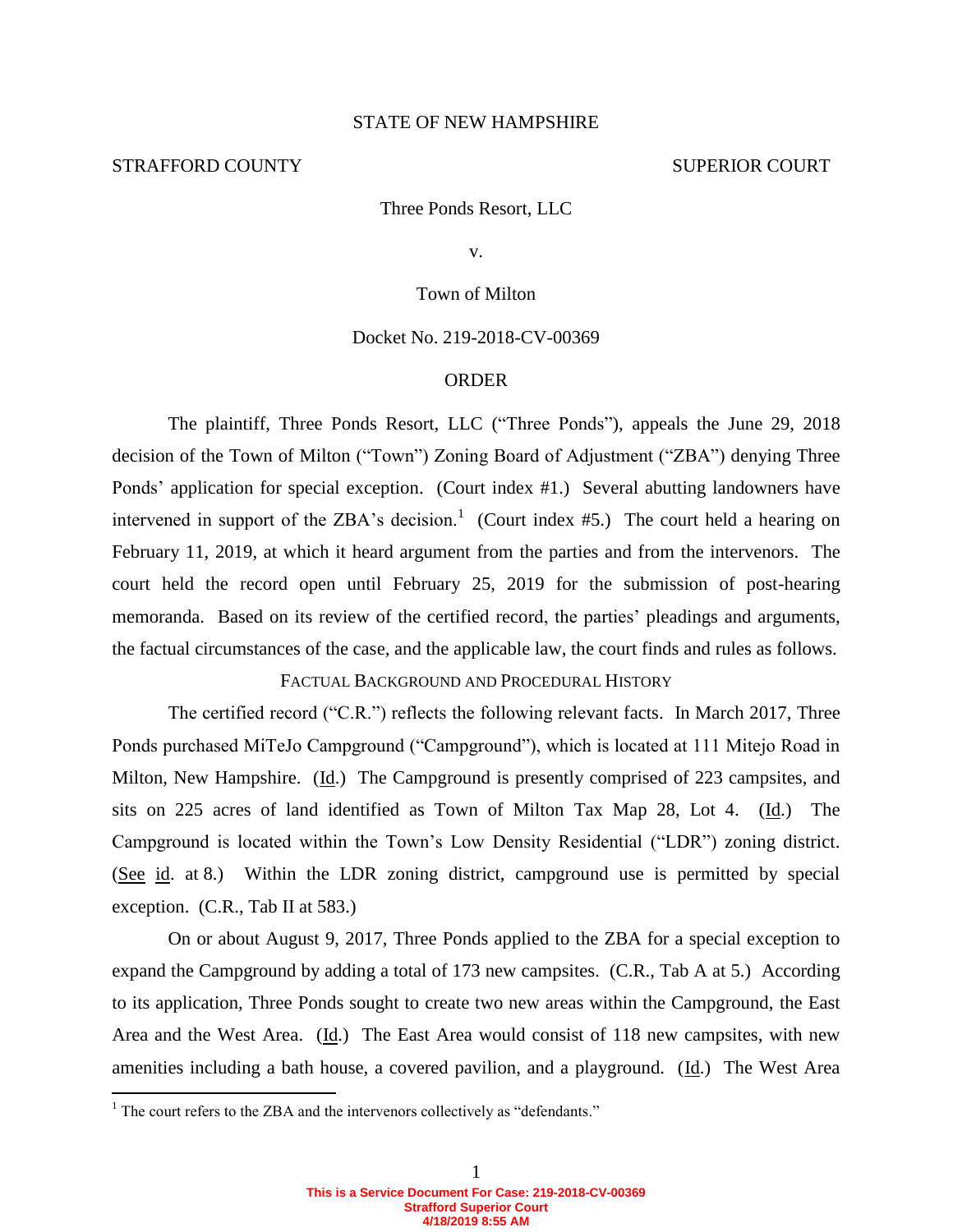STATE OF NEW HAMPSHIRE

STRAFFORD COUNTY SUPERIOR COURT

Three Ponds Resort, LLC

v.

Town of Milton

Docket No. 219-2018-CV-00369

ORDER

The plaintiff, Three Ponds Resort, LLC ("Three Ponds"), appeals the June 29, 2018 decision of the Town of Milton ("Town") Zoning Board of Adjustment ("ZBA") denying Three Ponds' application for special exception. (Court index #1.) Several abutting landowners have intervened in support of the ZBA's decision.[1] (Court index #5.) The court held a hearing on February 11, 2019, at which it heard argument from the parties and from the intervenors. The court held the record open until February 25, 2019 for the submission of post-hearing memoranda. Based on its review of the certified record, the parties' pleadings and arguments, the factual circumstances of the case, and the applicable law, the court finds and rules as follows.

## FACTUAL BACKGROUND AND PROCEDURAL HISTORY

The certified record ("C.R.") reflects the following relevant facts. In March 2017, Three Ponds purchased MiTeJo Campground ("Campground"), which is located at 111 Mitejo Road in Milton, New Hampshire. (Id.) The Campground is presently comprised of 223 campsites, and sits on 225 acres of land identified as Town of Milton Tax Map 28, Lot 4. (Id.) The Campground is located within the Town's Low Density Residential ("LDR") zoning district. (See id. at 8.) Within the LDR zoning district, campground use is permitted by special exception. (C.R., Tab II at 583.)

On or about August 9, 2017, Three Ponds applied to the ZBA for a special exception to expand the Campground by adding a total of 173 new campsites. (C.R., Tab A at 5.) According to its application, Three Ponds sought to create two new areas within the Campground, the East Area and the West Area. (Id.) The East Area would consist of 118 new campsites, with new amenities including a bath house, a covered pavilion, and a playground. (Id.) The West Area

[1] The court refers to the ZBA and the intervenors collectively as "defendants."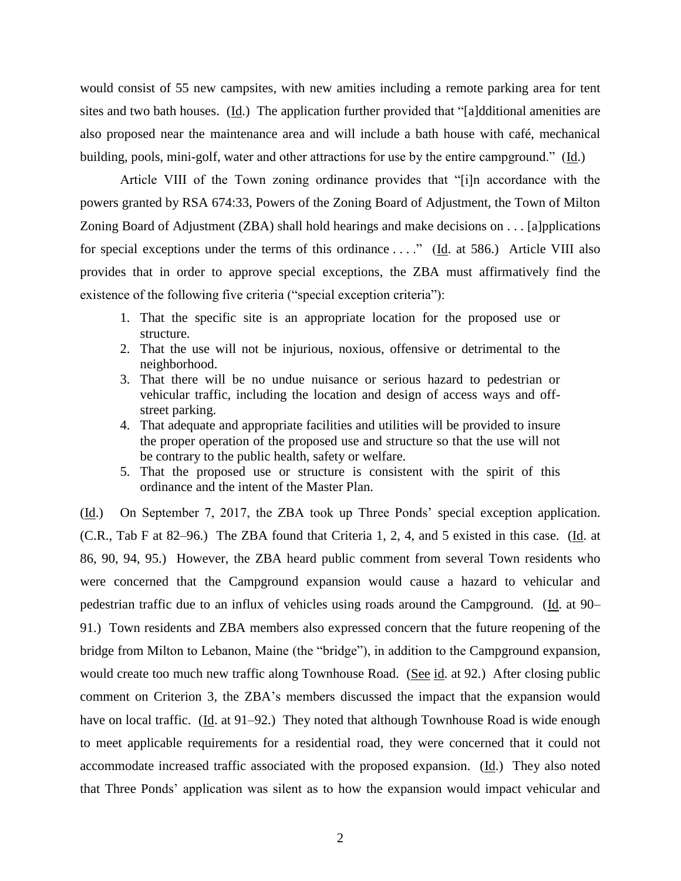would consist of 55 new campsites, with new amities including a remote parking area for tent sites and two bath houses. (Id.) The application further provided that "[a]dditional amenities are also proposed near the maintenance area and will include a bath house with café, mechanical building, pools, mini-golf, water and other attractions for use by the entire campground." (Id.)

Article VIII of the Town zoning ordinance provides that "[i]n accordance with the powers granted by RSA 674:33, Powers of the Zoning Board of Adjustment, the Town of Milton Zoning Board of Adjustment (ZBA) shall hold hearings and make decisions on . . . [a]pplications for special exceptions under the terms of this ordinance . . . ." (Id. at 586.) Article VIII also provides that in order to approve special exceptions, the ZBA must affirmatively find the existence of the following five criteria ("special exception criteria"):

1. That the specific site is an appropriate location for the proposed use or structure.
2. That the use will not be injurious, noxious, offensive or detrimental to the neighborhood.
3. That there will be no undue nuisance or serious hazard to pedestrian or vehicular traffic, including the location and design of access ways and off-street parking.
4. That adequate and appropriate facilities and utilities will be provided to insure the proper operation of the proposed use and structure so that the use will not be contrary to the public health, safety or welfare.
5. That the proposed use or structure is consistent with the spirit of this ordinance and the intent of the Master Plan.

(Id.) On September 7, 2017, the ZBA took up Three Ponds' special exception application. (C.R., Tab F at 82–96.) The ZBA found that Criteria 1, 2, 4, and 5 existed in this case. (Id. at 86, 90, 94, 95.) However, the ZBA heard public comment from several Town residents who were concerned that the Campground expansion would cause a hazard to vehicular and pedestrian traffic due to an influx of vehicles using roads around the Campground. (Id. at 90–91.) Town residents and ZBA members also expressed concern that the future reopening of the bridge from Milton to Lebanon, Maine (the "bridge"), in addition to the Campground expansion, would create too much new traffic along Townhouse Road. (See id. at 92.) After closing public comment on Criterion 3, the ZBA's members discussed the impact that the expansion would have on local traffic. (Id. at 91–92.) They noted that although Townhouse Road is wide enough to meet applicable requirements for a residential road, they were concerned that it could not accommodate increased traffic associated with the proposed expansion. (Id.) They also noted that Three Ponds' application was silent as to how the expansion would impact vehicular and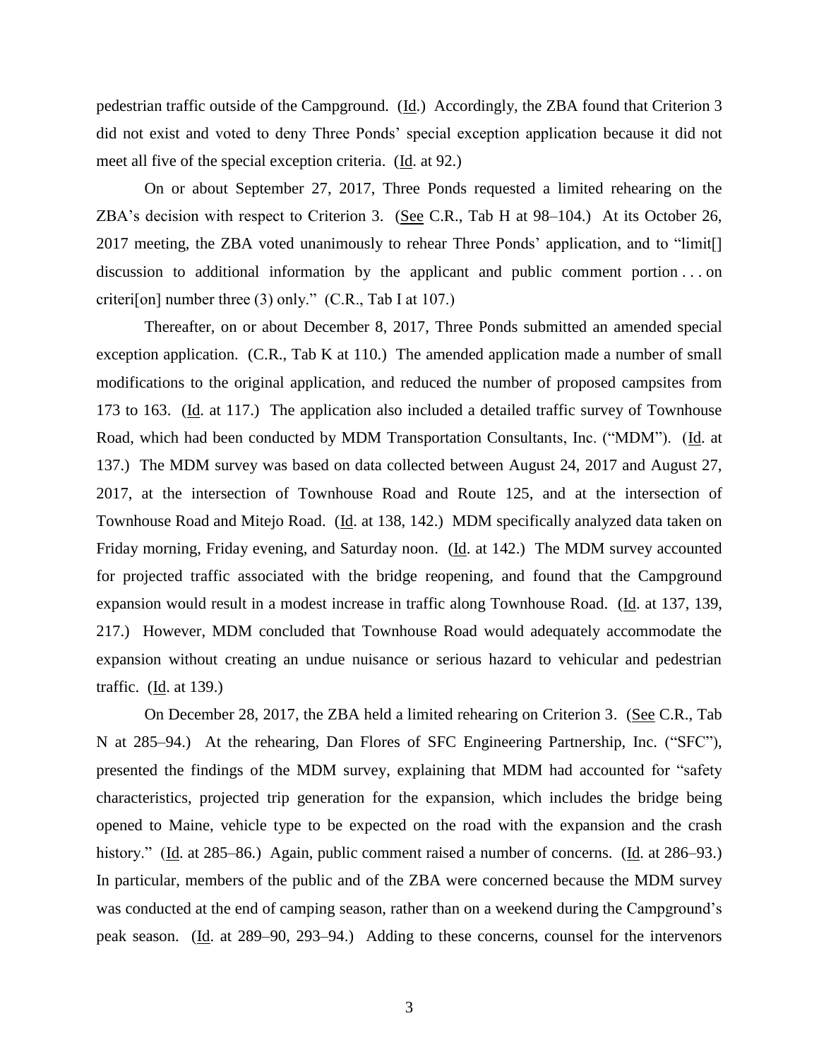pedestrian traffic outside of the Campground. (Id.) Accordingly, the ZBA found that Criterion 3 did not exist and voted to deny Three Ponds' special exception application because it did not meet all five of the special exception criteria. (Id. at 92.)

On or about September 27, 2017, Three Ponds requested a limited rehearing on the ZBA's decision with respect to Criterion 3. (See C.R., Tab H at 98–104.) At its October 26, 2017 meeting, the ZBA voted unanimously to rehear Three Ponds' application, and to "limit[] discussion to additional information by the applicant and public comment portion . . . on criteri[on] number three (3) only." (C.R., Tab I at 107.)

Thereafter, on or about December 8, 2017, Three Ponds submitted an amended special exception application. (C.R., Tab K at 110.) The amended application made a number of small modifications to the original application, and reduced the number of proposed campsites from 173 to 163. (Id. at 117.) The application also included a detailed traffic survey of Townhouse Road, which had been conducted by MDM Transportation Consultants, Inc. ("MDM"). (Id. at 137.) The MDM survey was based on data collected between August 24, 2017 and August 27, 2017, at the intersection of Townhouse Road and Route 125, and at the intersection of Townhouse Road and Mitejo Road. (Id. at 138, 142.) MDM specifically analyzed data taken on Friday morning, Friday evening, and Saturday noon. (Id. at 142.) The MDM survey accounted for projected traffic associated with the bridge reopening, and found that the Campground expansion would result in a modest increase in traffic along Townhouse Road. (Id. at 137, 139, 217.) However, MDM concluded that Townhouse Road would adequately accommodate the expansion without creating an undue nuisance or serious hazard to vehicular and pedestrian traffic. (Id. at 139.)

On December 28, 2017, the ZBA held a limited rehearing on Criterion 3. (See C.R., Tab N at 285–94.) At the rehearing, Dan Flores of SFC Engineering Partnership, Inc. ("SFC"), presented the findings of the MDM survey, explaining that MDM had accounted for "safety characteristics, projected trip generation for the expansion, which includes the bridge being opened to Maine, vehicle type to be expected on the road with the expansion and the crash history." (Id. at 285–86.) Again, public comment raised a number of concerns. (Id. at 286–93.) In particular, members of the public and of the ZBA were concerned because the MDM survey was conducted at the end of camping season, rather than on a weekend during the Campground's peak season. (Id. at 289–90, 293–94.) Adding to these concerns, counsel for the intervenors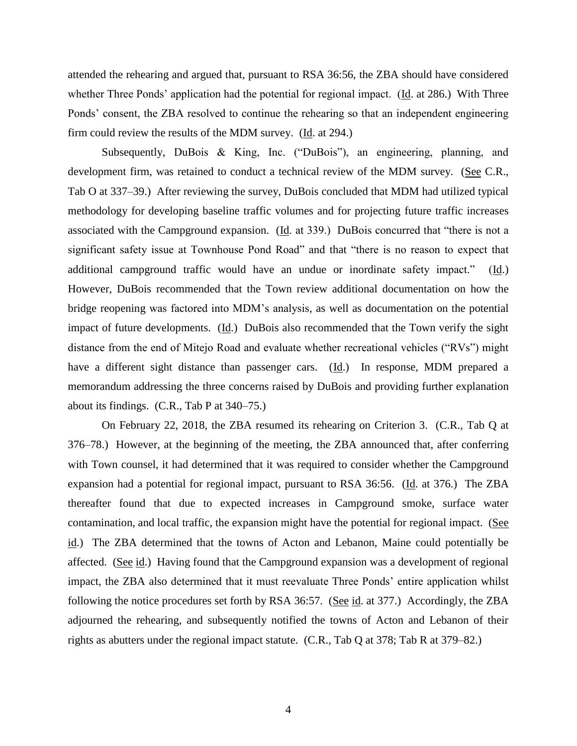attended the rehearing and argued that, pursuant to RSA 36:56, the ZBA should have considered whether Three Ponds' application had the potential for regional impact. (Id. at 286.) With Three Ponds' consent, the ZBA resolved to continue the rehearing so that an independent engineering firm could review the results of the MDM survey. (Id. at 294.)

Subsequently, DuBois & King, Inc. ("DuBois"), an engineering, planning, and development firm, was retained to conduct a technical review of the MDM survey. (See C.R., Tab O at 337–39.) After reviewing the survey, DuBois concluded that MDM had utilized typical methodology for developing baseline traffic volumes and for projecting future traffic increases associated with the Campground expansion. (Id. at 339.) DuBois concurred that "there is not a significant safety issue at Townhouse Pond Road" and that "there is no reason to expect that additional campground traffic would have an undue or inordinate safety impact." (Id.) However, DuBois recommended that the Town review additional documentation on how the bridge reopening was factored into MDM's analysis, as well as documentation on the potential impact of future developments. (Id.) DuBois also recommended that the Town verify the sight distance from the end of Mitejo Road and evaluate whether recreational vehicles ("RVs") might have a different sight distance than passenger cars. (Id.) In response, MDM prepared a memorandum addressing the three concerns raised by DuBois and providing further explanation about its findings. (C.R., Tab P at 340–75.)

On February 22, 2018, the ZBA resumed its rehearing on Criterion 3. (C.R., Tab Q at 376–78.) However, at the beginning of the meeting, the ZBA announced that, after conferring with Town counsel, it had determined that it was required to consider whether the Campground expansion had a potential for regional impact, pursuant to RSA 36:56. (Id. at 376.) The ZBA thereafter found that due to expected increases in Campground smoke, surface water contamination, and local traffic, the expansion might have the potential for regional impact. (See id.) The ZBA determined that the towns of Acton and Lebanon, Maine could potentially be affected. (See id.) Having found that the Campground expansion was a development of regional impact, the ZBA also determined that it must reevaluate Three Ponds' entire application whilst following the notice procedures set forth by RSA 36:57. (See id. at 377.) Accordingly, the ZBA adjourned the rehearing, and subsequently notified the towns of Acton and Lebanon of their rights as abutters under the regional impact statute. (C.R., Tab Q at 378; Tab R at 379–82.)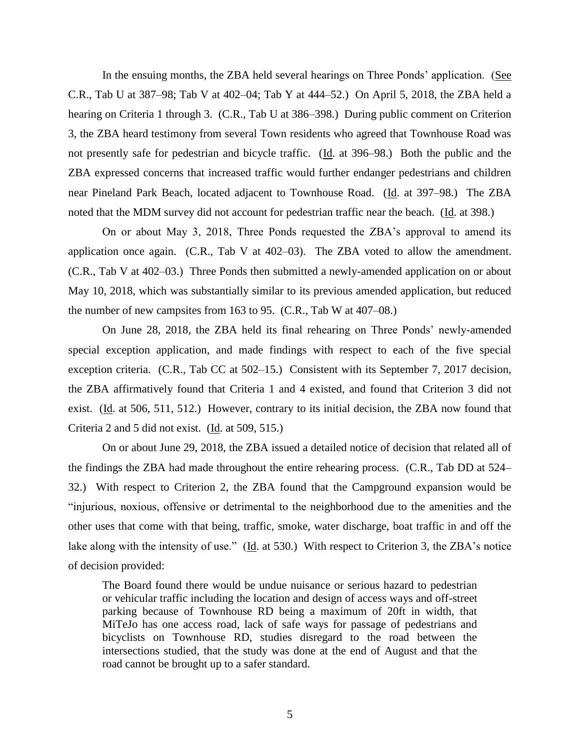In the ensuing months, the ZBA held several hearings on Three Ponds' application. (See C.R., Tab U at 387–98; Tab V at 402–04; Tab Y at 444–52.) On April 5, 2018, the ZBA held a hearing on Criteria 1 through 3. (C.R., Tab U at 386–398.) During public comment on Criterion 3, the ZBA heard testimony from several Town residents who agreed that Townhouse Road was not presently safe for pedestrian and bicycle traffic. (Id. at 396–98.) Both the public and the ZBA expressed concerns that increased traffic would further endanger pedestrians and children near Pineland Park Beach, located adjacent to Townhouse Road. (Id. at 397–98.) The ZBA noted that the MDM survey did not account for pedestrian traffic near the beach. (Id. at 398.)

On or about May 3, 2018, Three Ponds requested the ZBA's approval to amend its application once again. (C.R., Tab V at 402–03). The ZBA voted to allow the amendment. (C.R., Tab V at 402–03.) Three Ponds then submitted a newly-amended application on or about May 10, 2018, which was substantially similar to its previous amended application, but reduced the number of new campsites from 163 to 95. (C.R., Tab W at 407–08.)

On June 28, 2018, the ZBA held its final rehearing on Three Ponds' newly-amended special exception application, and made findings with respect to each of the five special exception criteria. (C.R., Tab CC at 502–15.) Consistent with its September 7, 2017 decision, the ZBA affirmatively found that Criteria 1 and 4 existed, and found that Criterion 3 did not exist. (Id. at 506, 511, 512.) However, contrary to its initial decision, the ZBA now found that Criteria 2 and 5 did not exist. (Id. at 509, 515.)

On or about June 29, 2018, the ZBA issued a detailed notice of decision that related all of the findings the ZBA had made throughout the entire rehearing process. (C.R., Tab DD at 524–32.) With respect to Criterion 2, the ZBA found that the Campground expansion would be "injurious, noxious, offensive or detrimental to the neighborhood due to the amenities and the other uses that come with that being, traffic, smoke, water discharge, boat traffic in and off the lake along with the intensity of use." (Id. at 530.) With respect to Criterion 3, the ZBA's notice of decision provided:

> The Board found there would be undue nuisance or serious hazard to pedestrian or vehicular traffic including the location and design of access ways and off-street parking because of Townhouse RD being a maximum of 20ft in width, that MiTeJo has one access road, lack of safe ways for passage of pedestrians and bicyclists on Townhouse RD, studies disregard to the road between the intersections studied, that the study was done at the end of August and that the road cannot be brought up to a safer standard.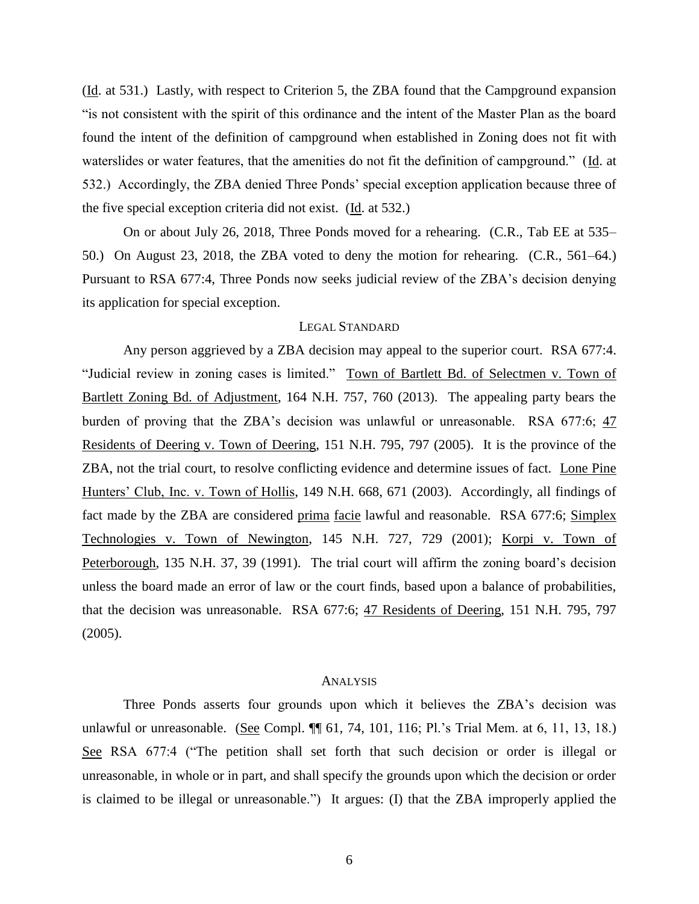(Id. at 531.) Lastly, with respect to Criterion 5, the ZBA found that the Campground expansion "is not consistent with the spirit of this ordinance and the intent of the Master Plan as the board found the intent of the definition of campground when established in Zoning does not fit with waterslides or water features, that the amenities do not fit the definition of campground." (Id. at 532.) Accordingly, the ZBA denied Three Ponds' special exception application because three of the five special exception criteria did not exist. (Id. at 532.)

On or about July 26, 2018, Three Ponds moved for a rehearing. (C.R., Tab EE at 535–50.) On August 23, 2018, the ZBA voted to deny the motion for rehearing. (C.R., 561–64.) Pursuant to RSA 677:4, Three Ponds now seeks judicial review of the ZBA's decision denying its application for special exception.

## LEGAL STANDARD

Any person aggrieved by a ZBA decision may appeal to the superior court. RSA 677:4. "Judicial review in zoning cases is limited." Town of Bartlett Bd. of Selectmen v. Town of Bartlett Zoning Bd. of Adjustment, 164 N.H. 757, 760 (2013). The appealing party bears the burden of proving that the ZBA's decision was unlawful or unreasonable. RSA 677:6; 47 Residents of Deering v. Town of Deering, 151 N.H. 795, 797 (2005). It is the province of the ZBA, not the trial court, to resolve conflicting evidence and determine issues of fact. Lone Pine Hunters' Club, Inc. v. Town of Hollis, 149 N.H. 668, 671 (2003). Accordingly, all findings of fact made by the ZBA are considered prima facie lawful and reasonable. RSA 677:6; Simplex Technologies v. Town of Newington, 145 N.H. 727, 729 (2001); Korpi v. Town of Peterborough, 135 N.H. 37, 39 (1991). The trial court will affirm the zoning board's decision unless the board made an error of law or the court finds, based upon a balance of probabilities, that the decision was unreasonable. RSA 677:6; 47 Residents of Deering, 151 N.H. 795, 797 (2005).

## ANALYSIS

Three Ponds asserts four grounds upon which it believes the ZBA's decision was unlawful or unreasonable. (See Compl. ¶¶ 61, 74, 101, 116; Pl.'s Trial Mem. at 6, 11, 13, 18.) See RSA 677:4 ("The petition shall set forth that such decision or order is illegal or unreasonable, in whole or in part, and shall specify the grounds upon which the decision or order is claimed to be illegal or unreasonable.") It argues: (I) that the ZBA improperly applied the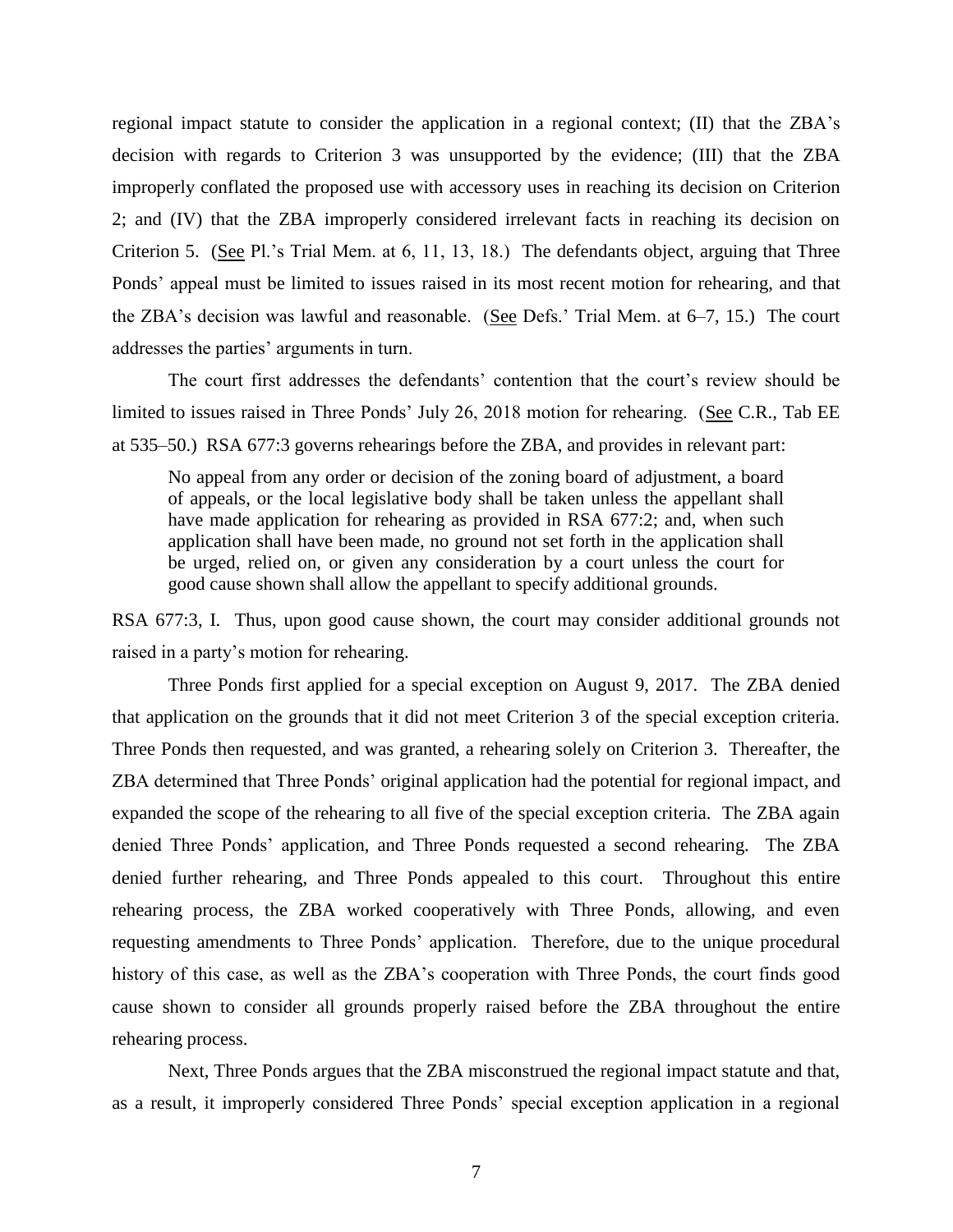regional impact statute to consider the application in a regional context; (II) that the ZBA's decision with regards to Criterion 3 was unsupported by the evidence; (III) that the ZBA improperly conflated the proposed use with accessory uses in reaching its decision on Criterion 2; and (IV) that the ZBA improperly considered irrelevant facts in reaching its decision on Criterion 5. (See Pl.'s Trial Mem. at 6, 11, 13, 18.) The defendants object, arguing that Three Ponds' appeal must be limited to issues raised in its most recent motion for rehearing, and that the ZBA's decision was lawful and reasonable. (See Defs.' Trial Mem. at 6–7, 15.) The court addresses the parties' arguments in turn.

The court first addresses the defendants' contention that the court's review should be limited to issues raised in Three Ponds' July 26, 2018 motion for rehearing. (See C.R., Tab EE at 535–50.) RSA 677:3 governs rehearings before the ZBA, and provides in relevant part:

> No appeal from any order or decision of the zoning board of adjustment, a board of appeals, or the local legislative body shall be taken unless the appellant shall have made application for rehearing as provided in RSA 677:2; and, when such application shall have been made, no ground not set forth in the application shall be urged, relied on, or given any consideration by a court unless the court for good cause shown shall allow the appellant to specify additional grounds.

RSA 677:3, I. Thus, upon good cause shown, the court may consider additional grounds not raised in a party's motion for rehearing.

Three Ponds first applied for a special exception on August 9, 2017. The ZBA denied that application on the grounds that it did not meet Criterion 3 of the special exception criteria. Three Ponds then requested, and was granted, a rehearing solely on Criterion 3. Thereafter, the ZBA determined that Three Ponds' original application had the potential for regional impact, and expanded the scope of the rehearing to all five of the special exception criteria. The ZBA again denied Three Ponds' application, and Three Ponds requested a second rehearing. The ZBA denied further rehearing, and Three Ponds appealed to this court. Throughout this entire rehearing process, the ZBA worked cooperatively with Three Ponds, allowing, and even requesting amendments to Three Ponds' application. Therefore, due to the unique procedural history of this case, as well as the ZBA's cooperation with Three Ponds, the court finds good cause shown to consider all grounds properly raised before the ZBA throughout the entire rehearing process.

Next, Three Ponds argues that the ZBA misconstrued the regional impact statute and that, as a result, it improperly considered Three Ponds' special exception application in a regional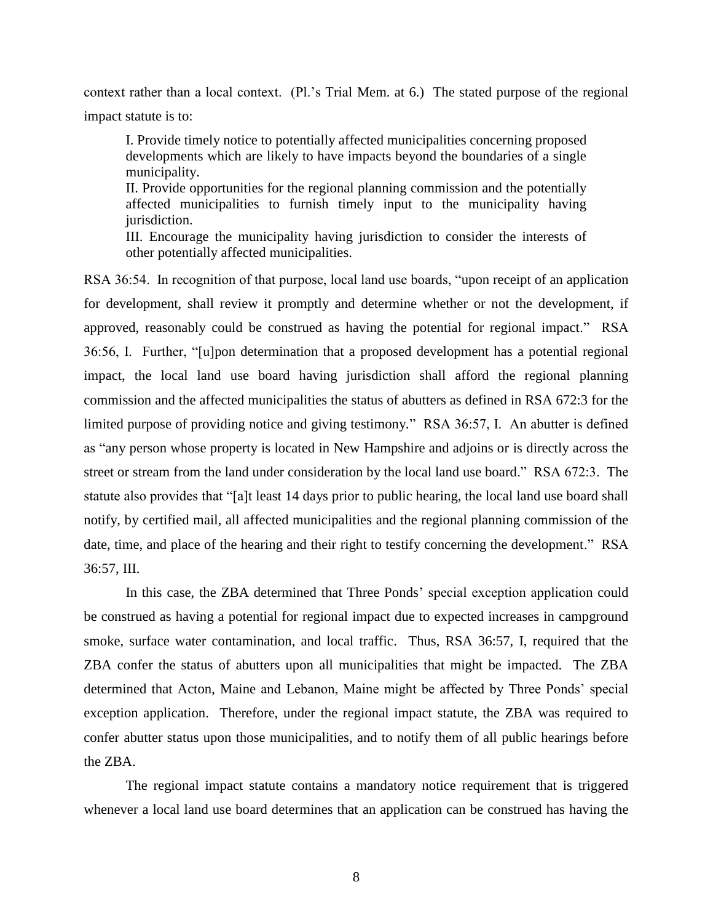context rather than a local context. (Pl.'s Trial Mem. at 6.) The stated purpose of the regional impact statute is to:

> I. Provide timely notice to potentially affected municipalities concerning proposed developments which are likely to have impacts beyond the boundaries of a single municipality.
> II. Provide opportunities for the regional planning commission and the potentially affected municipalities to furnish timely input to the municipality having jurisdiction.
> III. Encourage the municipality having jurisdiction to consider the interests of other potentially affected municipalities.

RSA 36:54. In recognition of that purpose, local land use boards, "upon receipt of an application for development, shall review it promptly and determine whether or not the development, if approved, reasonably could be construed as having the potential for regional impact." RSA 36:56, I. Further, "[u]pon determination that a proposed development has a potential regional impact, the local land use board having jurisdiction shall afford the regional planning commission and the affected municipalities the status of abutters as defined in RSA 672:3 for the limited purpose of providing notice and giving testimony." RSA 36:57, I. An abutter is defined as "any person whose property is located in New Hampshire and adjoins or is directly across the street or stream from the land under consideration by the local land use board." RSA 672:3. The statute also provides that "[a]t least 14 days prior to public hearing, the local land use board shall notify, by certified mail, all affected municipalities and the regional planning commission of the date, time, and place of the hearing and their right to testify concerning the development." RSA 36:57, III.

In this case, the ZBA determined that Three Ponds' special exception application could be construed as having a potential for regional impact due to expected increases in campground smoke, surface water contamination, and local traffic. Thus, RSA 36:57, I, required that the ZBA confer the status of abutters upon all municipalities that might be impacted. The ZBA determined that Acton, Maine and Lebanon, Maine might be affected by Three Ponds' special exception application. Therefore, under the regional impact statute, the ZBA was required to confer abutter status upon those municipalities, and to notify them of all public hearings before the ZBA.

The regional impact statute contains a mandatory notice requirement that is triggered whenever a local land use board determines that an application can be construed has having the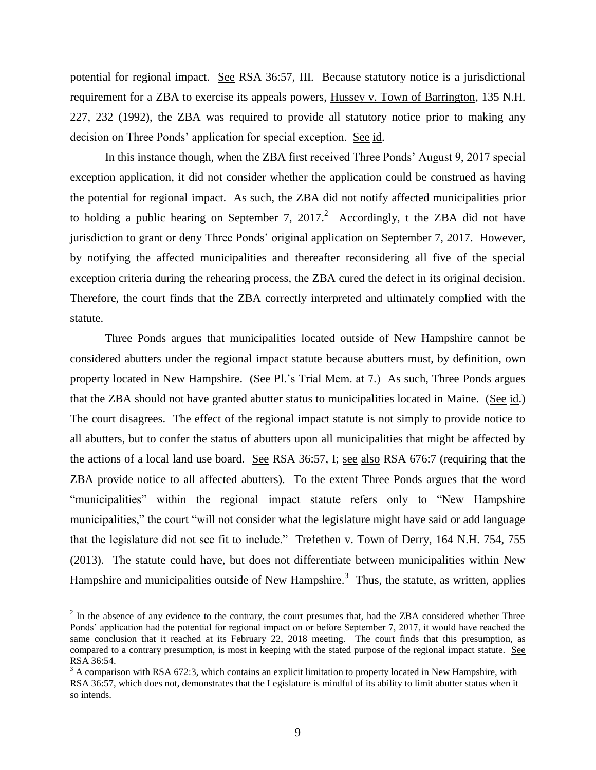potential for regional impact. See RSA 36:57, III. Because statutory notice is a jurisdictional requirement for a ZBA to exercise its appeals powers, Hussey v. Town of Barrington, 135 N.H. 227, 232 (1992), the ZBA was required to provide all statutory notice prior to making any decision on Three Ponds' application for special exception. See id.

In this instance though, when the ZBA first received Three Ponds' August 9, 2017 special exception application, it did not consider whether the application could be construed as having the potential for regional impact. As such, the ZBA did not notify affected municipalities prior to holding a public hearing on September 7, 2017.[2] Accordingly, t the ZBA did not have jurisdiction to grant or deny Three Ponds' original application on September 7, 2017. However, by notifying the affected municipalities and thereafter reconsidering all five of the special exception criteria during the rehearing process, the ZBA cured the defect in its original decision. Therefore, the court finds that the ZBA correctly interpreted and ultimately complied with the statute.

Three Ponds argues that municipalities located outside of New Hampshire cannot be considered abutters under the regional impact statute because abutters must, by definition, own property located in New Hampshire. (See Pl.'s Trial Mem. at 7.) As such, Three Ponds argues that the ZBA should not have granted abutter status to municipalities located in Maine. (See id.) The court disagrees. The effect of the regional impact statute is not simply to provide notice to all abutters, but to confer the status of abutters upon all municipalities that might be affected by the actions of a local land use board. See RSA 36:57, I; see also RSA 676:7 (requiring that the ZBA provide notice to all affected abutters). To the extent Three Ponds argues that the word "municipalities" within the regional impact statute refers only to "New Hampshire municipalities," the court "will not consider what the legislature might have said or add language that the legislature did not see fit to include." Trefethen v. Town of Derry, 164 N.H. 754, 755 (2013). The statute could have, but does not differentiate between municipalities within New Hampshire and municipalities outside of New Hampshire.[3] Thus, the statute, as written, applies

[2] In the absence of any evidence to the contrary, the court presumes that, had the ZBA considered whether Three Ponds' application had the potential for regional impact on or before September 7, 2017, it would have reached the same conclusion that it reached at its February 22, 2018 meeting. The court finds that this presumption, as compared to a contrary presumption, is most in keeping with the stated purpose of the regional impact statute. See RSA 36:54.

[3] A comparison with RSA 672:3, which contains an explicit limitation to property located in New Hampshire, with RSA 36:57, which does not, demonstrates that the Legislature is mindful of its ability to limit abutter status when it so intends.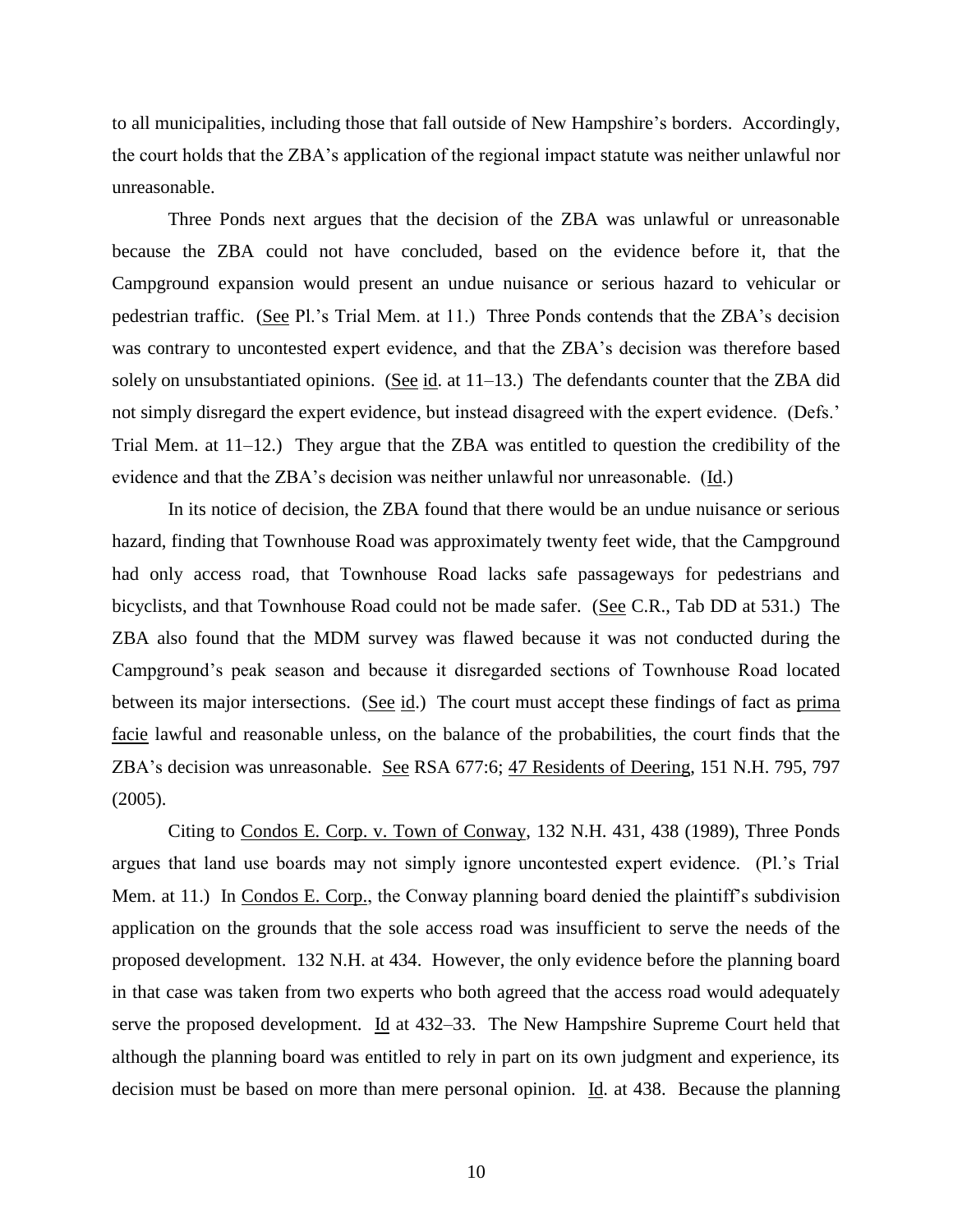to all municipalities, including those that fall outside of New Hampshire's borders. Accordingly, the court holds that the ZBA's application of the regional impact statute was neither unlawful nor unreasonable.

Three Ponds next argues that the decision of the ZBA was unlawful or unreasonable because the ZBA could not have concluded, based on the evidence before it, that the Campground expansion would present an undue nuisance or serious hazard to vehicular or pedestrian traffic. (See Pl.'s Trial Mem. at 11.) Three Ponds contends that the ZBA's decision was contrary to uncontested expert evidence, and that the ZBA's decision was therefore based solely on unsubstantiated opinions. (See id. at 11–13.) The defendants counter that the ZBA did not simply disregard the expert evidence, but instead disagreed with the expert evidence. (Defs.' Trial Mem. at 11–12.) They argue that the ZBA was entitled to question the credibility of the evidence and that the ZBA's decision was neither unlawful nor unreasonable. (Id.)

In its notice of decision, the ZBA found that there would be an undue nuisance or serious hazard, finding that Townhouse Road was approximately twenty feet wide, that the Campground had only access road, that Townhouse Road lacks safe passageways for pedestrians and bicyclists, and that Townhouse Road could not be made safer. (See C.R., Tab DD at 531.) The ZBA also found that the MDM survey was flawed because it was not conducted during the Campground's peak season and because it disregarded sections of Townhouse Road located between its major intersections. (See id.) The court must accept these findings of fact as prima facie lawful and reasonable unless, on the balance of the probabilities, the court finds that the ZBA's decision was unreasonable. See RSA 677:6; 47 Residents of Deering, 151 N.H. 795, 797 (2005).

Citing to Condos E. Corp. v. Town of Conway, 132 N.H. 431, 438 (1989), Three Ponds argues that land use boards may not simply ignore uncontested expert evidence. (Pl.'s Trial Mem. at 11.) In Condos E. Corp., the Conway planning board denied the plaintiff's subdivision application on the grounds that the sole access road was insufficient to serve the needs of the proposed development. 132 N.H. at 434. However, the only evidence before the planning board in that case was taken from two experts who both agreed that the access road would adequately serve the proposed development. Id at 432–33. The New Hampshire Supreme Court held that although the planning board was entitled to rely in part on its own judgment and experience, its decision must be based on more than mere personal opinion. Id. at 438. Because the planning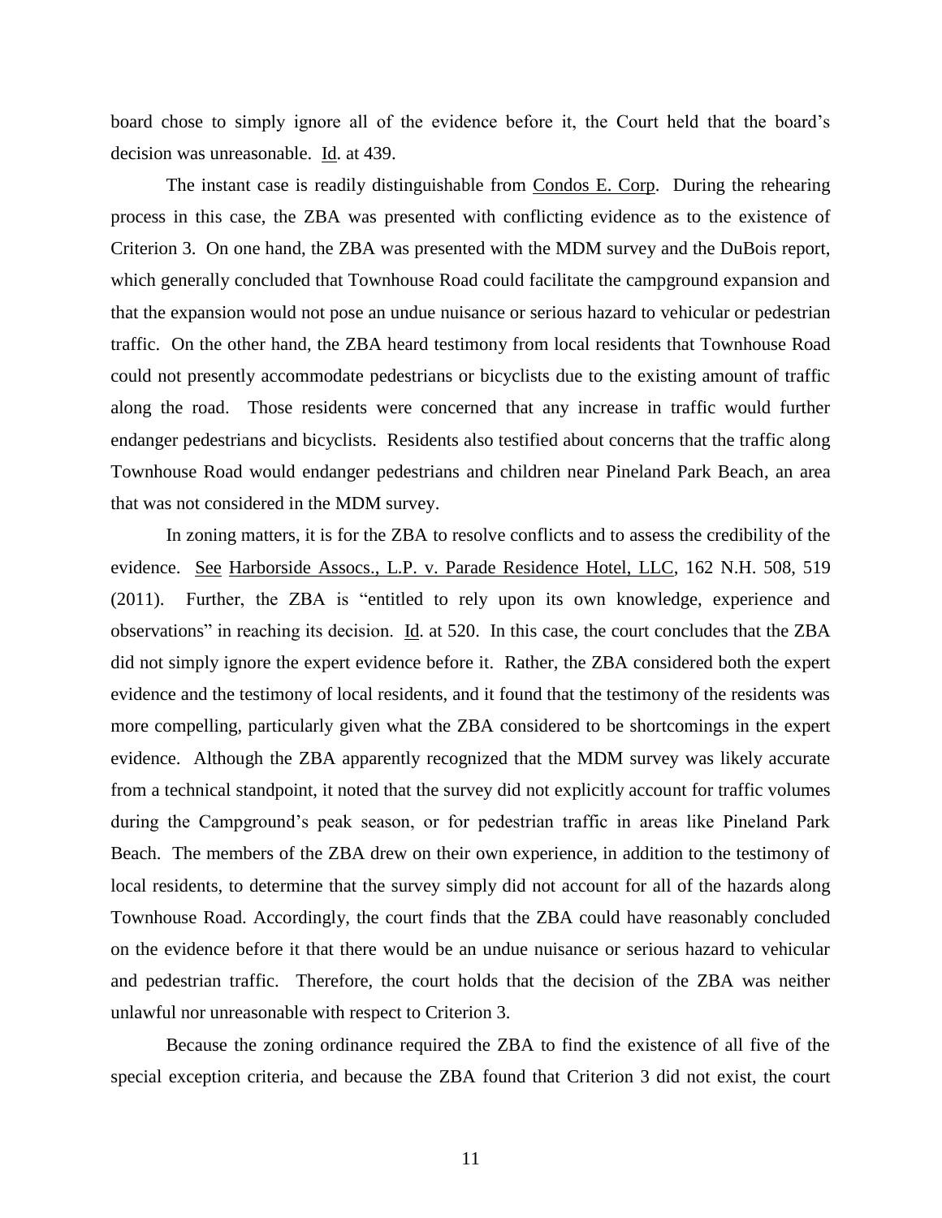board chose to simply ignore all of the evidence before it, the Court held that the board's decision was unreasonable. Id. at 439.

The instant case is readily distinguishable from Condos E. Corp. During the rehearing process in this case, the ZBA was presented with conflicting evidence as to the existence of Criterion 3. On one hand, the ZBA was presented with the MDM survey and the DuBois report, which generally concluded that Townhouse Road could facilitate the campground expansion and that the expansion would not pose an undue nuisance or serious hazard to vehicular or pedestrian traffic. On the other hand, the ZBA heard testimony from local residents that Townhouse Road could not presently accommodate pedestrians or bicyclists due to the existing amount of traffic along the road. Those residents were concerned that any increase in traffic would further endanger pedestrians and bicyclists. Residents also testified about concerns that the traffic along Townhouse Road would endanger pedestrians and children near Pineland Park Beach, an area that was not considered in the MDM survey.

In zoning matters, it is for the ZBA to resolve conflicts and to assess the credibility of the evidence. See Harborside Assocs., L.P. v. Parade Residence Hotel, LLC, 162 N.H. 508, 519 (2011). Further, the ZBA is "entitled to rely upon its own knowledge, experience and observations" in reaching its decision. Id. at 520. In this case, the court concludes that the ZBA did not simply ignore the expert evidence before it. Rather, the ZBA considered both the expert evidence and the testimony of local residents, and it found that the testimony of the residents was more compelling, particularly given what the ZBA considered to be shortcomings in the expert evidence. Although the ZBA apparently recognized that the MDM survey was likely accurate from a technical standpoint, it noted that the survey did not explicitly account for traffic volumes during the Campground's peak season, or for pedestrian traffic in areas like Pineland Park Beach. The members of the ZBA drew on their own experience, in addition to the testimony of local residents, to determine that the survey simply did not account for all of the hazards along Townhouse Road. Accordingly, the court finds that the ZBA could have reasonably concluded on the evidence before it that there would be an undue nuisance or serious hazard to vehicular and pedestrian traffic. Therefore, the court holds that the decision of the ZBA was neither unlawful nor unreasonable with respect to Criterion 3.

Because the zoning ordinance required the ZBA to find the existence of all five of the special exception criteria, and because the ZBA found that Criterion 3 did not exist, the court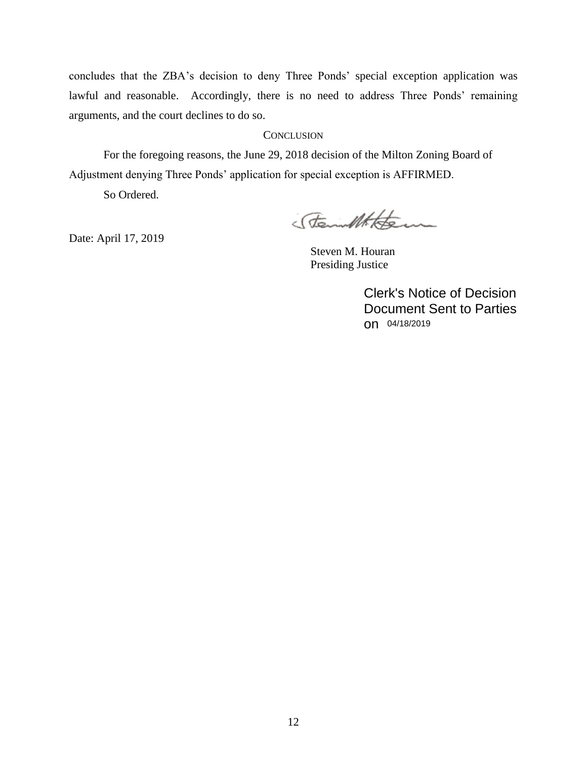concludes that the ZBA's decision to deny Three Ponds' special exception application was lawful and reasonable. Accordingly, there is no need to address Three Ponds' remaining arguments, and the court declines to do so.

## CONCLUSION

For the foregoing reasons, the June 29, 2018 decision of the Milton Zoning Board of Adjustment denying Three Ponds' application for special exception is AFFIRMED.

So Ordered.

Date: April 17, 2019

Steven M. Houran
Presiding Justice

Clerk's Notice of Decision
Document Sent to Parties
on 04/18/2019